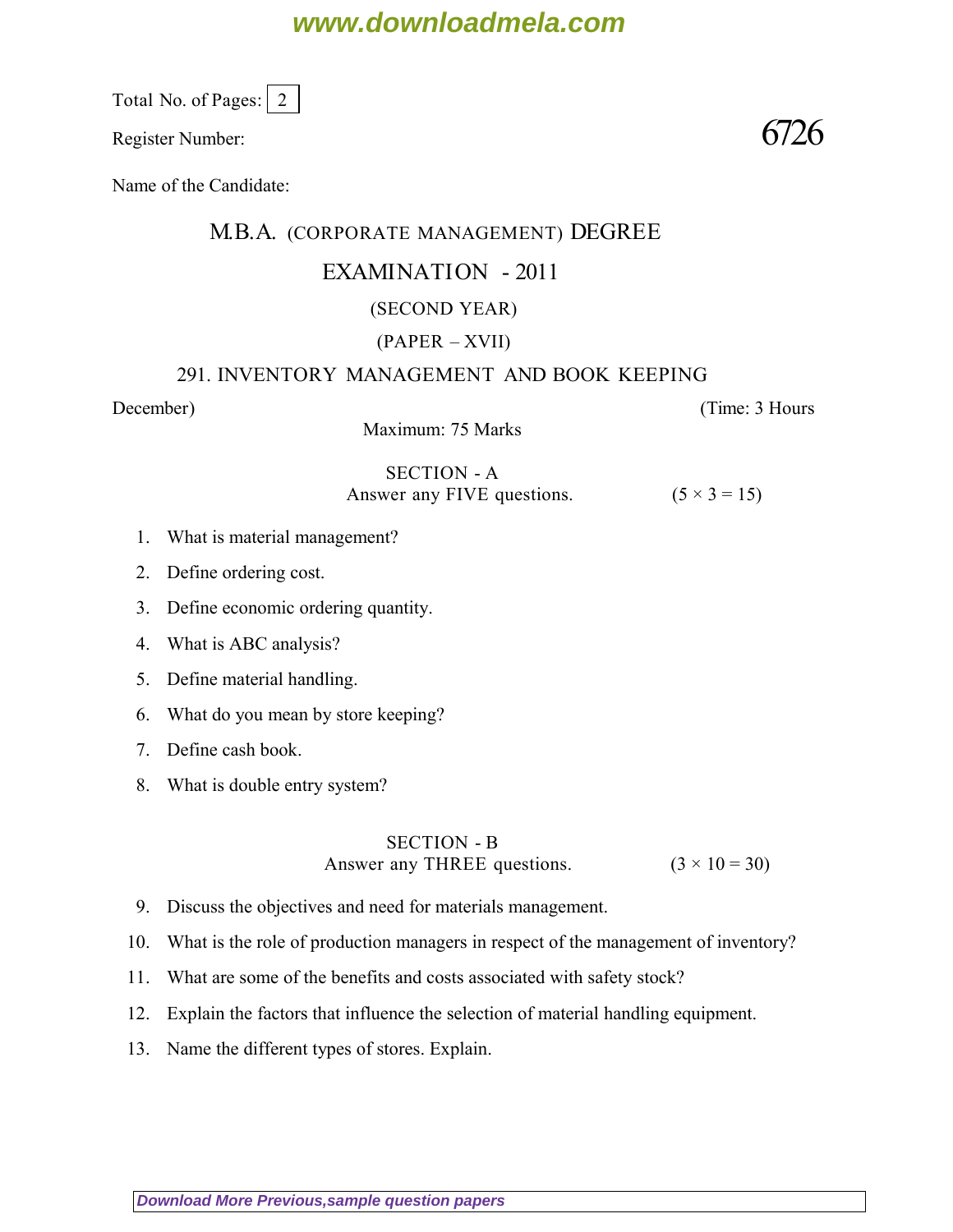Total No. of Pages: 2

Register Number:

**6726**

Name of the Candidate:

# M.B.A. (CORPORATE MANAGEMENT) DEGREE

## EXAMINATION - 2011

(SECOND YEAR)

(PAPER – XVII)

## 291. INVENTORY MANAGEMENT AND BOOK KEEPING

December) (Time: 3 Hours

Maximum: 75 Marks

### SECTION - A

Answer any FIVE questions. (5 × 3 = 15)

1. What is material management?
2. Define ordering cost.
3. Define economic ordering quantity.
4. What is ABC analysis?
5. Define material handling.
6. What do you mean by store keeping?
7. Define cash book.
8. What is double entry system?

### SECTION - B

Answer any THREE questions. (3 × 10 = 30)

9. Discuss the objectives and need for materials management.
10. What is the role of production managers in respect of the management of inventory?
11. What are some of the benefits and costs associated with safety stock?
12. Explain the factors that influence the selection of material handling equipment.
13. Name the different types of stores. Explain.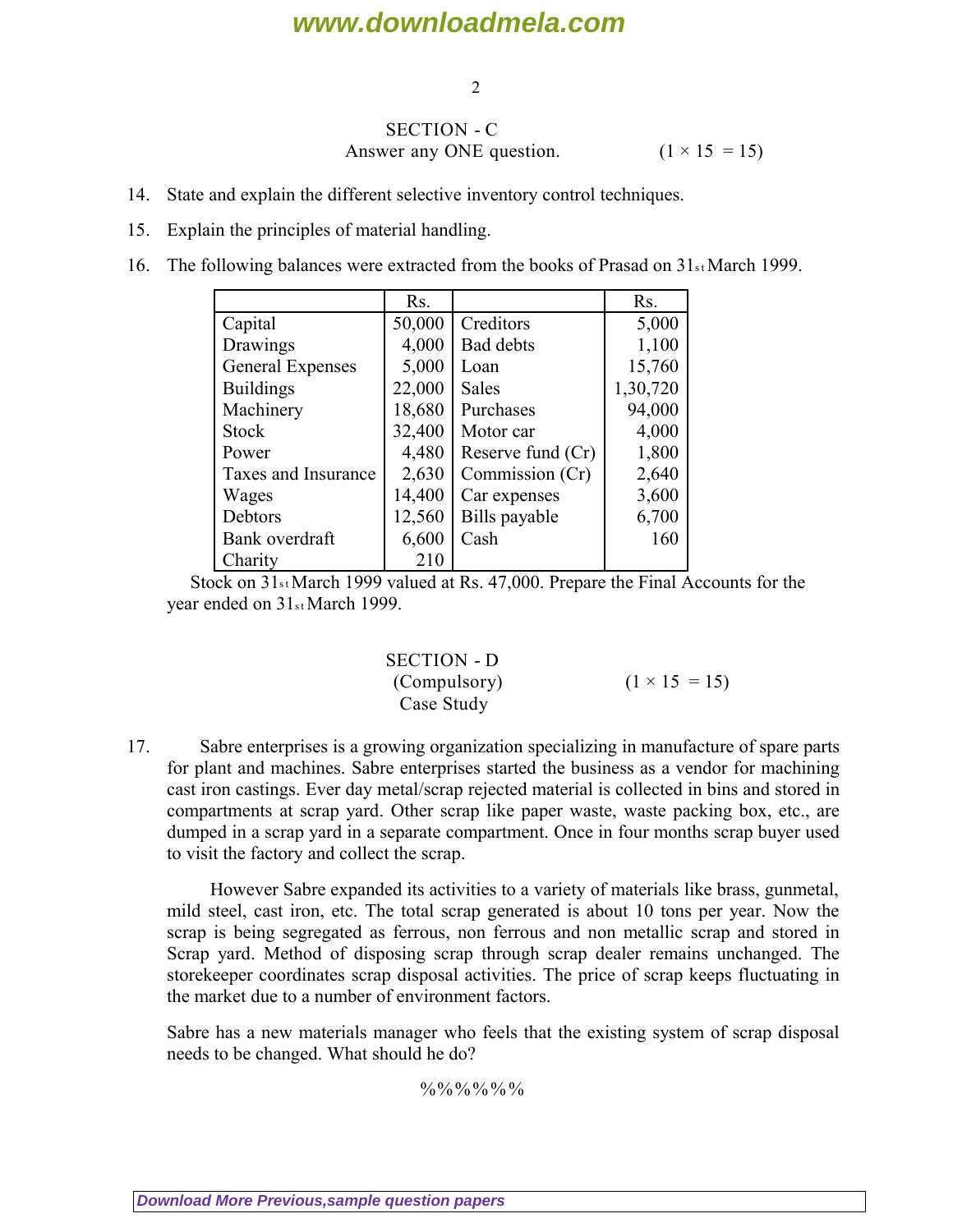## SECTION - C

Answer any ONE question. (1 × 15 = 15)

14. State and explain the different selective inventory control techniques.

15. Explain the principles of material handling.

16. The following balances were extracted from the books of Prasad on 31st March 1999.

| | Rs. | | Rs. |
|---|---|---|---|
| Capital | 50,000 | Creditors | 5,000 |
| Drawings | 4,000 | Bad debts | 1,100 |
| General Expenses | 5,000 | Loan | 15,760 |
| Buildings | 22,000 | Sales | 1,30,720 |
| Machinery | 18,680 | Purchases | 94,000 |
| Stock | 32,400 | Motor car | 4,000 |
| Power | 4,480 | Reserve fund (Cr) | 1,800 |
| Taxes and Insurance | 2,630 | Commission (Cr) | 2,640 |
| Wages | 14,400 | Car expenses | 3,600 |
| Debtors | 12,560 | Bills payable | 6,700 |
| Bank overdraft | 6,600 | Cash | 160 |
| Charity | 210 | | |

Stock on 31st March 1999 valued at Rs. 47,000. Prepare the Final Accounts for the year ended on 31st March 1999.

## SECTION - D

(Compulsory) (1 × 15 = 15)

Case Study

17. Sabre enterprises is a growing organization specializing in manufacture of spare parts for plant and machines. Sabre enterprises started the business as a vendor for machining cast iron castings. Ever day metal/scrap rejected material is collected in bins and stored in compartments at scrap yard. Other scrap like paper waste, waste packing box, etc., are dumped in a scrap yard in a separate compartment. Once in four months scrap buyer used to visit the factory and collect the scrap.

However Sabre expanded its activities to a variety of materials like brass, gunmetal, mild steel, cast iron, etc. The total scrap generated is about 10 tons per year. Now the scrap is being segregated as ferrous, non ferrous and non metallic scrap and stored in Scrap yard. Method of disposing scrap through scrap dealer remains unchanged. The storekeeper coordinates scrap disposal activities. The price of scrap keeps fluctuating in the market due to a number of environment factors.

Sabre has a new materials manager who feels that the existing system of scrap disposal needs to be changed. What should he do?

%%%%%%